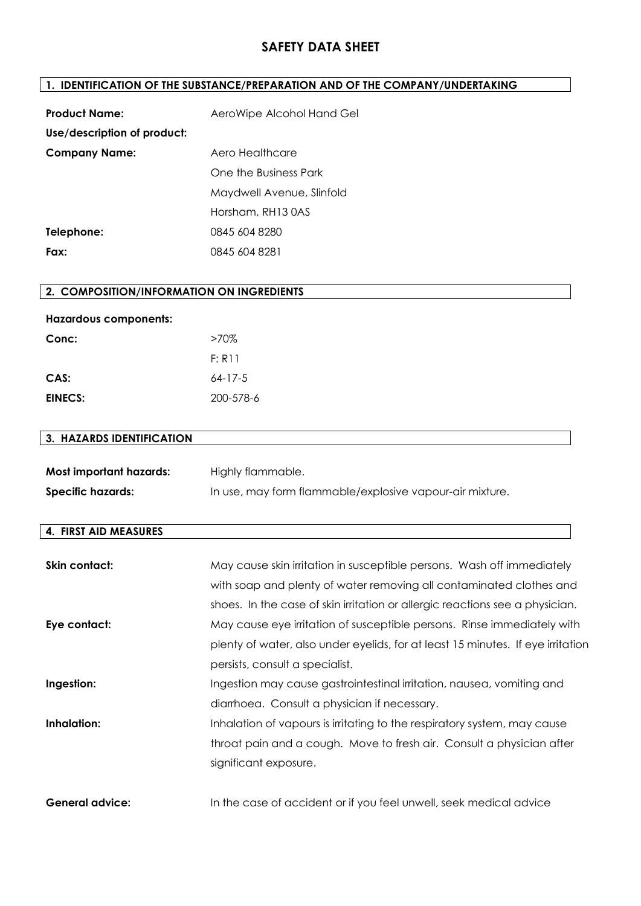# SAFETY DATA SHEET

## 1. IDENTIFICATION OF THE SUBSTANCE/PREPARATION AND OF THE COMPANY/UNDERTAKING

**Product Name:** AeroWipe Alcohol Hand Gel

**Use/description of product:**

**Company Name:** Aero Healthcare
One the Business Park
Maydwell Avenue, Slinfold
Horsham, RH13 0AS

**Telephone:** 0845 604 8280

**Fax:** 0845 604 8281

## 2. COMPOSITION/INFORMATION ON INGREDIENTS

**Hazardous components:**

**Conc:** >70%
F: R11

**CAS:** 64-17-5

**EINECS:** 200-578-6

## 3. HAZARDS IDENTIFICATION

**Most important hazards:** Highly flammable.

**Specific hazards:** In use, may form flammable/explosive vapour-air mixture.

## 4. FIRST AID MEASURES

**Skin contact:** May cause skin irritation in susceptible persons. Wash off immediately with soap and plenty of water removing all contaminated clothes and shoes. In the case of skin irritation or allergic reactions see a physician.

**Eye contact:** May cause eye irritation of susceptible persons. Rinse immediately with plenty of water, also under eyelids, for at least 15 minutes. If eye irritation persists, consult a specialist.

**Ingestion:** Ingestion may cause gastrointestinal irritation, nausea, vomiting and diarrhoea. Consult a physician if necessary.

**Inhalation:** Inhalation of vapours is irritating to the respiratory system, may cause throat pain and a cough. Move to fresh air. Consult a physician after significant exposure.

**General advice:** In the case of accident or if you feel unwell, seek medical advice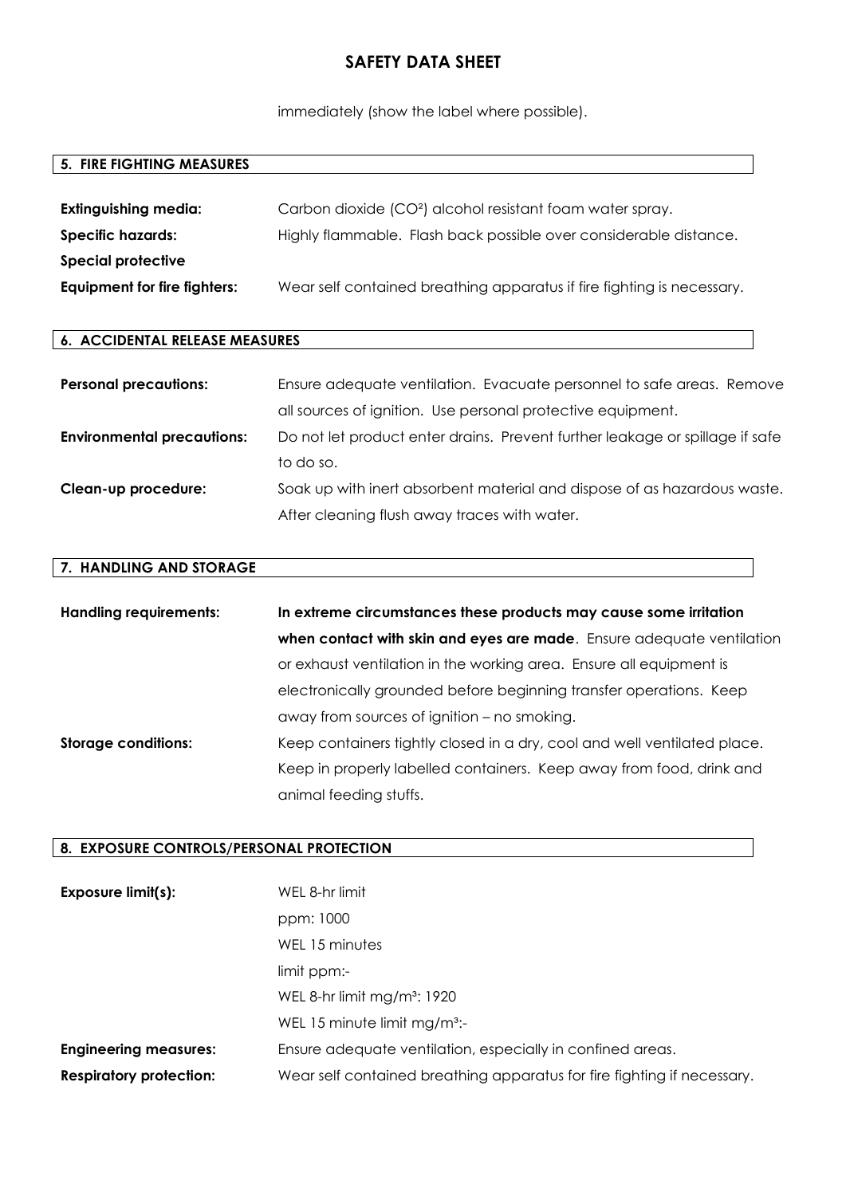immediately (show the label where possible).

## 5. FIRE FIGHTING MEASURES

**Extinguishing media:** Carbon dioxide ($CO^2$) alcohol resistant foam water spray.

**Specific hazards:** Highly flammable. Flash back possible over considerable distance.

**Special protective Equipment for fire fighters:** Wear self contained breathing apparatus if fire fighting is necessary.

## 6. ACCIDENTAL RELEASE MEASURES

**Personal precautions:** Ensure adequate ventilation. Evacuate personnel to safe areas. Remove all sources of ignition. Use personal protective equipment.

**Environmental precautions:** Do not let product enter drains. Prevent further leakage or spillage if safe to do so.

**Clean-up procedure:** Soak up with inert absorbent material and dispose of as hazardous waste. After cleaning flush away traces with water.

## 7. HANDLING AND STORAGE

**Handling requirements:** **In extreme circumstances these products may cause some irritation when contact with skin and eyes are made**. Ensure adequate ventilation or exhaust ventilation in the working area. Ensure all equipment is electronically grounded before beginning transfer operations. Keep away from sources of ignition – no smoking.

**Storage conditions:** Keep containers tightly closed in a dry, cool and well ventilated place. Keep in properly labelled containers. Keep away from food, drink and animal feeding stuffs.

## 8. EXPOSURE CONTROLS/PERSONAL PROTECTION

**Exposure limit(s):** WEL 8-hr limit
ppm: 1000
WEL 15 minutes
limit ppm:-
WEL 8-hr limit mg/m³: 1920
WEL 15 minute limit mg/m³:-

**Engineering measures:** Ensure adequate ventilation, especially in confined areas.

**Respiratory protection:** Wear self contained breathing apparatus for fire fighting if necessary.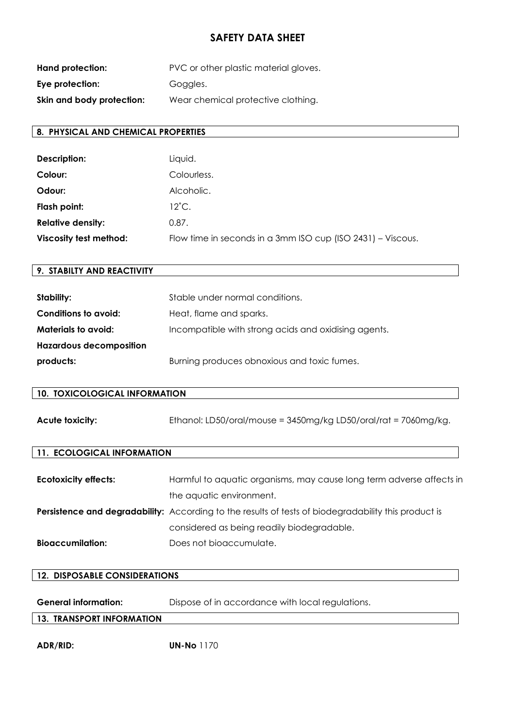# SAFETY DATA SHEET

**Hand protection:** PVC or other plastic material gloves.

**Eye protection:** Goggles.

**Skin and body protection:** Wear chemical protective clothing.

## 8. PHYSICAL AND CHEMICAL PROPERTIES

**Description:** Liquid.

**Colour:** Colourless.

**Odour:** Alcoholic.

**Flash point:** 12˚C.

**Relative density:** 0.87.

**Viscosity test method:** Flow time in seconds in a 3mm ISO cup (ISO 2431) – Viscous.

## 9. STABILTY AND REACTIVITY

**Stability:** Stable under normal conditions.

**Conditions to avoid:** Heat, flame and sparks.

**Materials to avoid:** Incompatible with strong acids and oxidising agents.

**Hazardous decomposition products:** Burning produces obnoxious and toxic fumes.

## 10. TOXICOLOGICAL INFORMATION

**Acute toxicity:** Ethanol: LD50/oral/mouse = 3450mg/kg LD50/oral/rat = 7060mg/kg.

## 11. ECOLOGICAL INFORMATION

**Ecotoxicity effects:** Harmful to aquatic organisms, may cause long term adverse affects in the aquatic environment.

**Persistence and degradability:** According to the results of tests of biodegradability this product is considered as being readily biodegradable.

**Bioaccumilation:** Does not bioaccumulate.

## 12. DISPOSABLE CONSIDERATIONS

**General information:** Dispose of in accordance with local regulations.

## 13. TRANSPORT INFORMATION

**ADR/RID:** **UN-No** 1170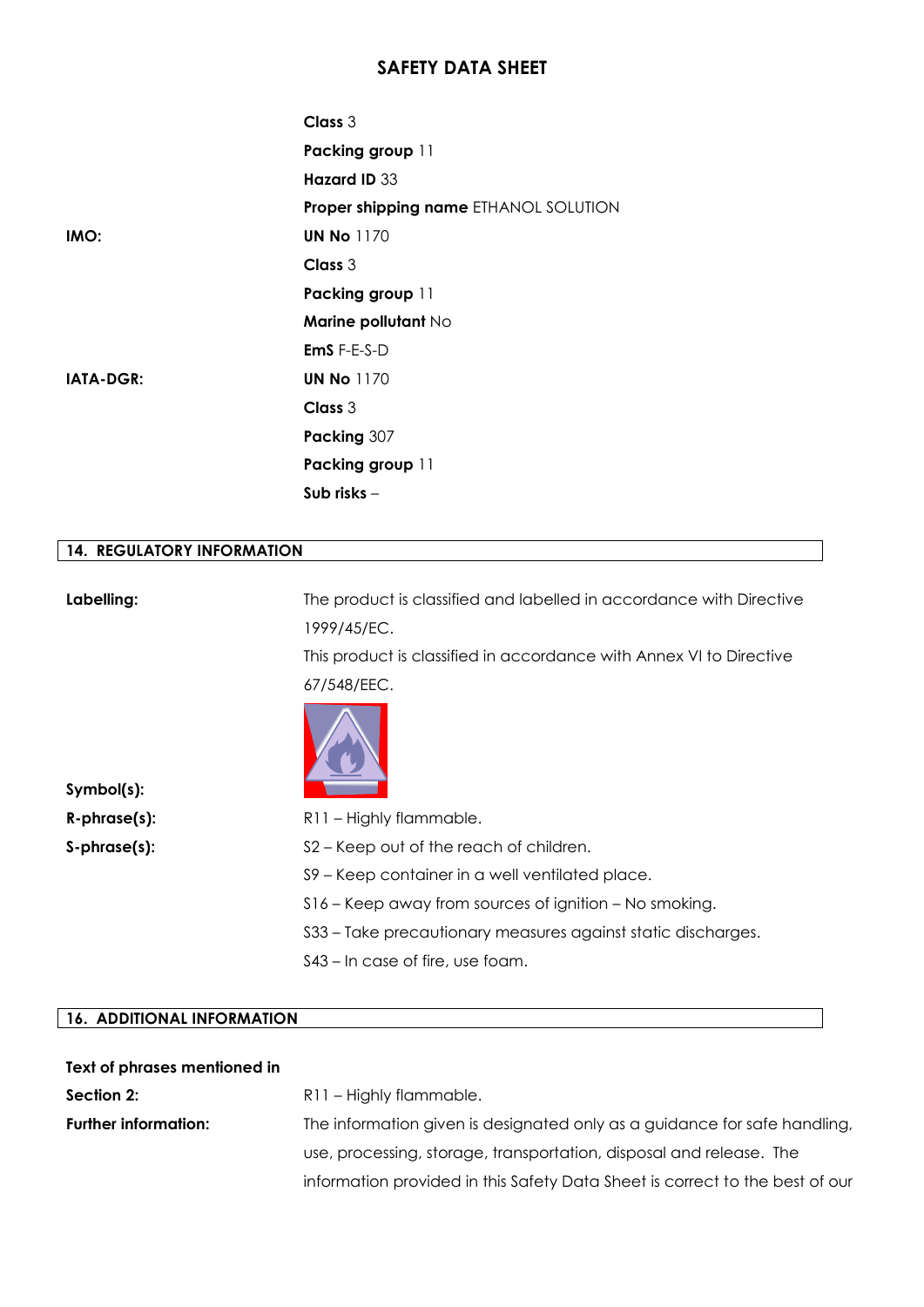**Class** 3

**Packing group** 11

**Hazard ID** 33

**Proper shipping name** ETHANOL SOLUTION

**IMO:**

**UN No** 1170

**Class** 3

**Packing group** 11

**Marine pollutant** No

**EmS** F-E-S-D

**IATA-DGR:**

**UN No** 1170

**Class** 3

**Packing** 307

**Packing group** 11

**Sub risks** –

## 14. REGULATORY INFORMATION

**Labelling:** The product is classified and labelled in accordance with Directive 1999/45/EC.

This product is classified in accordance with Annex VI to Directive 67/548/EEC.

**Symbol(s):**

**R-phrase(s):** R11 – Highly flammable.

**S-phrase(s):**

S2 – Keep out of the reach of children.

S9 – Keep container in a well ventilated place.

S16 – Keep away from sources of ignition – No smoking.

S33 – Take precautionary measures against static discharges.

S43 – In case of fire, use foam.

## 16. ADDITIONAL INFORMATION

**Text of phrases mentioned in Section 2:** R11 – Highly flammable.

**Further information:** The information given is designated only as a guidance for safe handling, use, processing, storage, transportation, disposal and release. The information provided in this Safety Data Sheet is correct to the best of our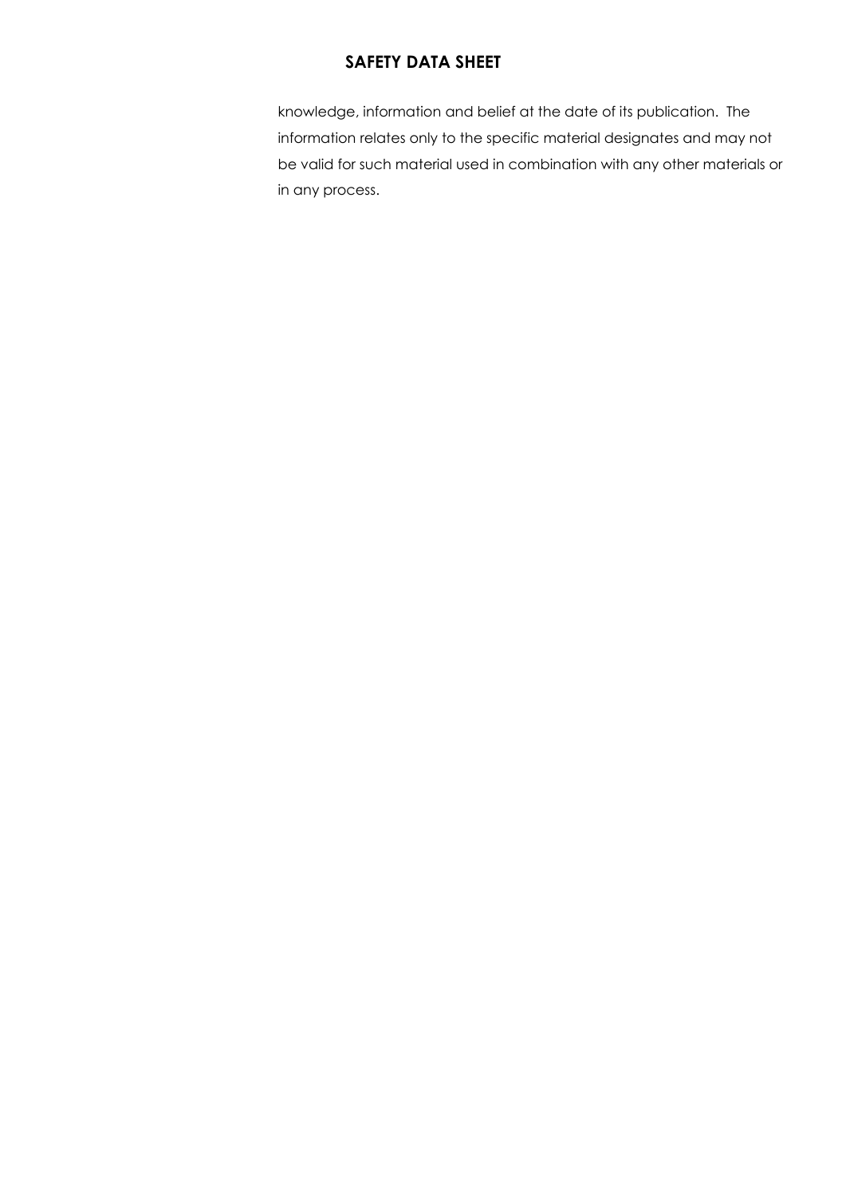knowledge, information and belief at the date of its publication. The information relates only to the specific material designates and may not be valid for such material used in combination with any other materials or in any process.